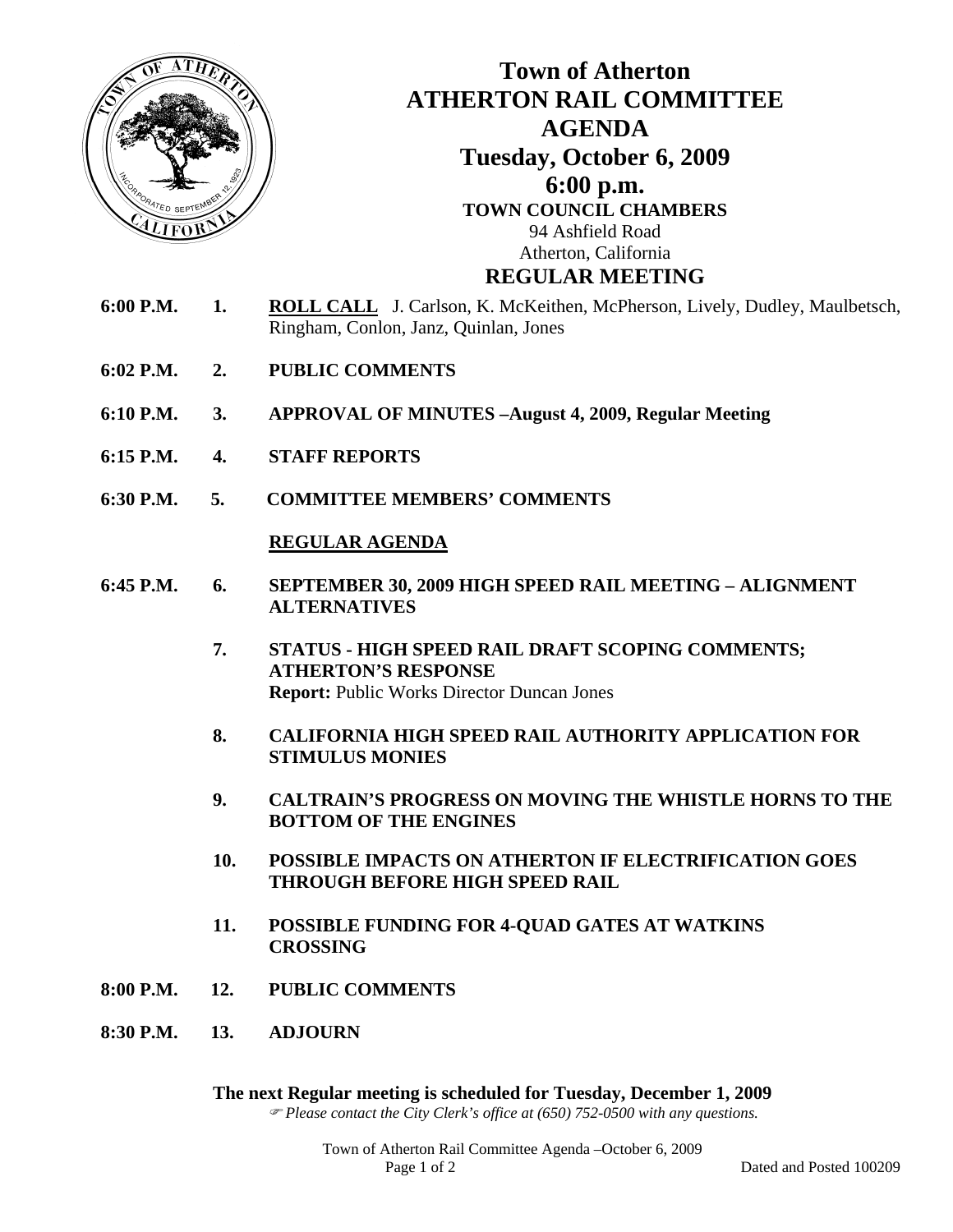# Town of Atherton
# ATHERTON RAIL COMMITTEE
# AGENDA
## Tuesday, October 6, 2009
## 6:00 p.m.

**TOWN COUNCIL CHAMBERS**
94 Ashfield Road
Atherton, California

## REGULAR MEETING

**6:00 P.M.** **1.** **ROLL CALL** J. Carlson, K. McKeithen, McPherson, Lively, Dudley, Maulbetsch, Ringham, Conlon, Janz, Quinlan, Jones

**6:02 P.M.** **2.** **PUBLIC COMMENTS**

**6:10 P.M.** **3.** **APPROVAL OF MINUTES –August 4, 2009, Regular Meeting**

**6:15 P.M.** **4.** **STAFF REPORTS**

**6:30 P.M.** **5.** **COMMITTEE MEMBERS' COMMENTS**

**REGULAR AGENDA**

**6:45 P.M.** **6.** **SEPTEMBER 30, 2009 HIGH SPEED RAIL MEETING – ALIGNMENT ALTERNATIVES**

**7.** **STATUS - HIGH SPEED RAIL DRAFT SCOPING COMMENTS; ATHERTON'S RESPONSE**
**Report:** Public Works Director Duncan Jones

**8.** **CALIFORNIA HIGH SPEED RAIL AUTHORITY APPLICATION FOR STIMULUS MONIES**

**9.** **CALTRAIN'S PROGRESS ON MOVING THE WHISTLE HORNS TO THE BOTTOM OF THE ENGINES**

**10.** **POSSIBLE IMPACTS ON ATHERTON IF ELECTRIFICATION GOES THROUGH BEFORE HIGH SPEED RAIL**

**11.** **POSSIBLE FUNDING FOR 4-QUAD GATES AT WATKINS CROSSING**

**8:00 P.M.** **12.** **PUBLIC COMMENTS**

**8:30 P.M.** **13.** **ADJOURN**

**The next Regular meeting is scheduled for Tuesday, December 1, 2009**

*Please contact the City Clerk's office at (650) 752-0500 with any questions.*

Dated and Posted 100209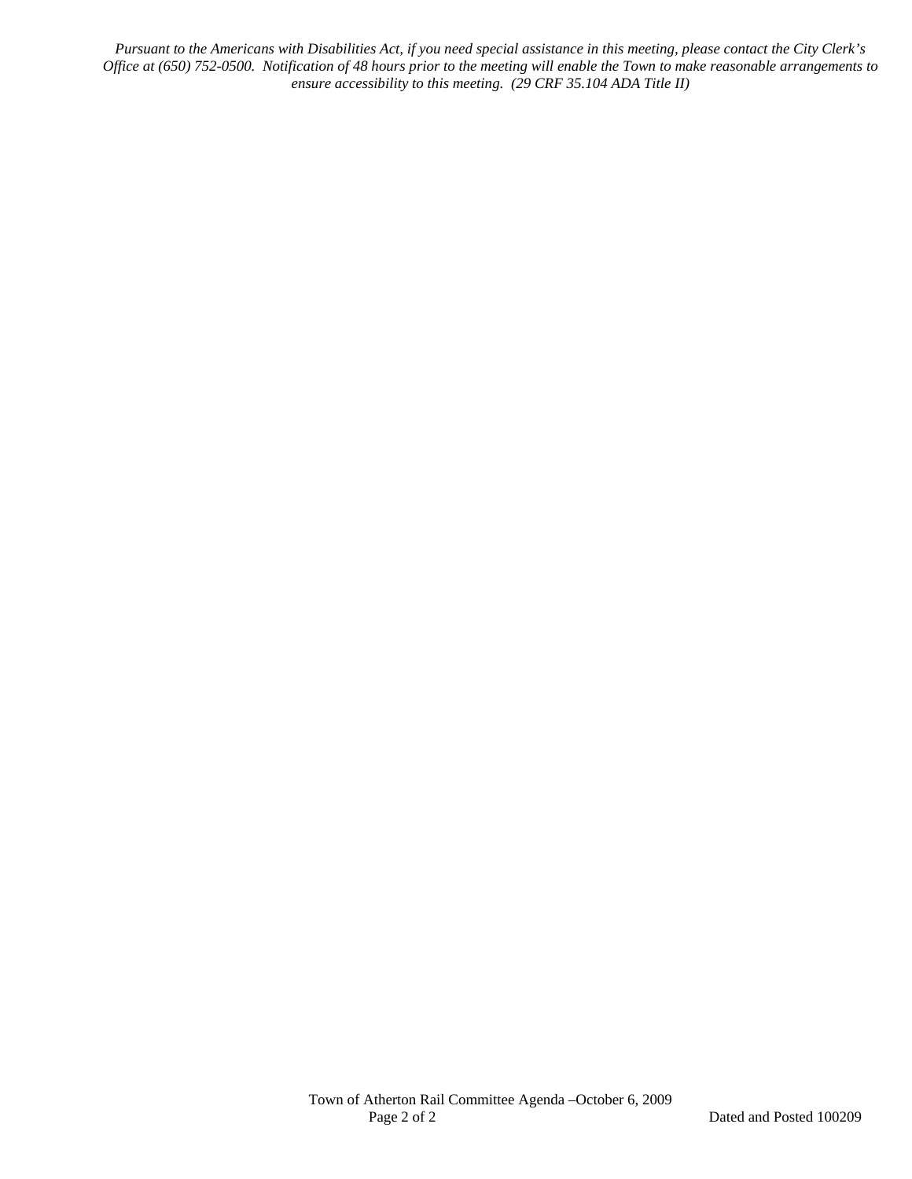*Pursuant to the Americans with Disabilities Act, if you need special assistance in this meeting, please contact the City Clerk's Office at (650) 752-0500. Notification of 48 hours prior to the meeting will enable the Town to make reasonable arrangements to ensure accessibility to this meeting. (29 CRF 35.104 ADA Title II)*

Dated and Posted 100209